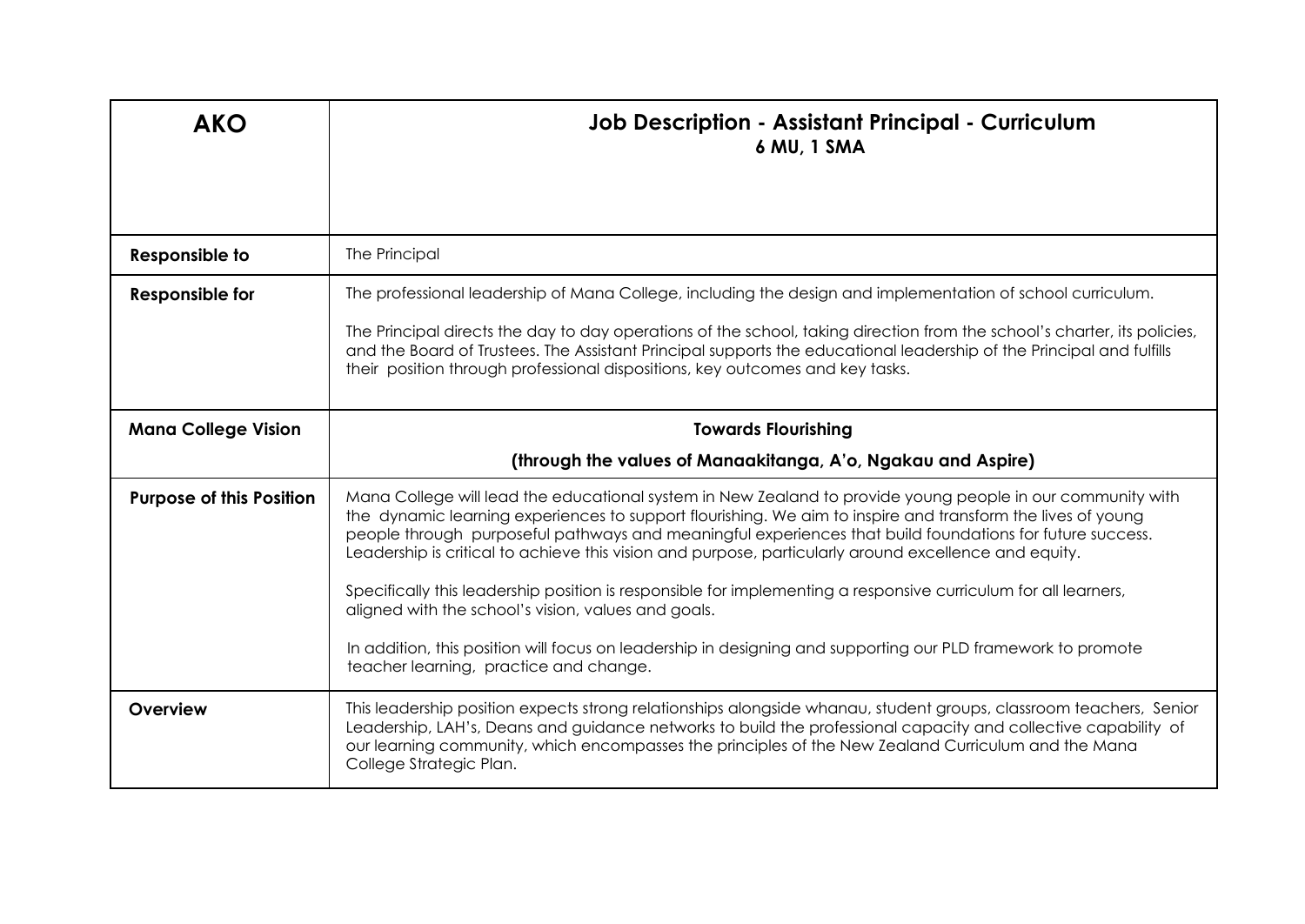| AKO | **Job Description - Assistant Principal - Curriculum**<br>**6 MU, 1 SMA** |
|---|---|
| **Responsible to** | The Principal |
| **Responsible for** | The professional leadership of Mana College, including the design and implementation of school curriculum.<br><br>The Principal directs the day to day operations of the school, taking direction from the school's charter, its policies, and the Board of Trustees. The Assistant Principal supports the educational leadership of the Principal and fulfills their position through professional dispositions, key outcomes and key tasks. |
| **Mana College Vision** | **Towards Flourishing**<br><br>**(through the values of Manaakitanga, A'o, Ngakau and Aspire)** |
| **Purpose of this Position** | Mana College will lead the educational system in New Zealand to provide young people in our community with the dynamic learning experiences to support flourishing. We aim to inspire and transform the lives of young people through purposeful pathways and meaningful experiences that build foundations for future success. Leadership is critical to achieve this vision and purpose, particularly around excellence and equity.<br><br>Specifically this leadership position is responsible for implementing a responsive curriculum for all learners, aligned with the school's vision, values and goals.<br><br>In addition, this position will focus on leadership in designing and supporting our PLD framework to promote teacher learning, practice and change. |
| **Overview** | This leadership position expects strong relationships alongside whanau, student groups, classroom teachers, Senior Leadership, LAH's, Deans and guidance networks to build the professional capacity and collective capability of our learning community, which encompasses the principles of the New Zealand Curriculum and the Mana College Strategic Plan. |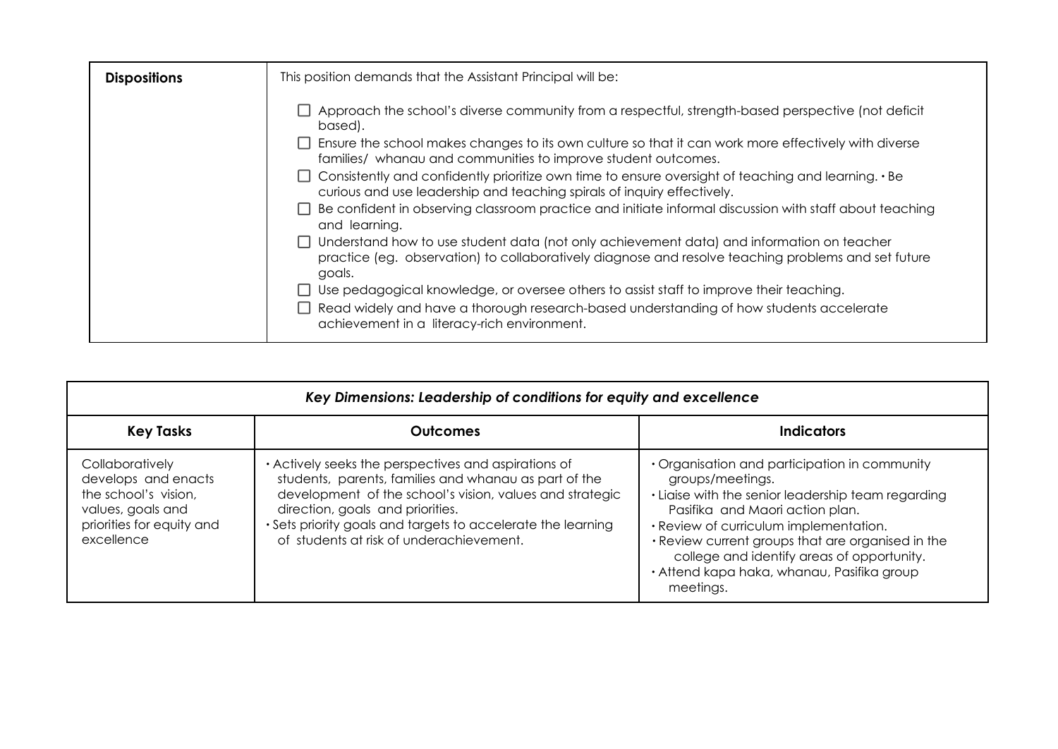| **Dispositions** | This position demands that the Assistant Principal will be:<br><br>☐ Approach the school's diverse community from a respectful, strength-based perspective (not deficit based).<br>☐ Ensure the school makes changes to its own culture so that it can work more effectively with diverse families/ whanau and communities to improve student outcomes.<br>☐ Consistently and confidently prioritize own time to ensure oversight of teaching and learning. • Be curious and use leadership and teaching spirals of inquiry effectively.<br>☐ Be confident in observing classroom practice and initiate informal discussion with staff about teaching and learning.<br>☐ Understand how to use student data (not only achievement data) and information on teacher practice (eg. observation) to collaboratively diagnose and resolve teaching problems and set future goals.<br>☐ Use pedagogical knowledge, or oversee others to assist staff to improve their teaching.<br>☐ Read widely and have a thorough research-based understanding of how students accelerate achievement in a literacy-rich environment. |
|---|---|

| ***Key Dimensions: Leadership of conditions for equity and excellence*** | | |
|---|---|---|
| **Key Tasks** | **Outcomes** | **Indicators** |
| Collaboratively develops and enacts the school's vision, values, goals and priorities for equity and excellence | • Actively seeks the perspectives and aspirations of students, parents, families and whanau as part of the development of the school's vision, values and strategic direction, goals and priorities.<br>• Sets priority goals and targets to accelerate the learning of students at risk of underachievement. | • Organisation and participation in community groups/meetings.<br>• Liaise with the senior leadership team regarding Pasifika and Maori action plan.<br>• Review of curriculum implementation.<br>• Review current groups that are organised in the college and identify areas of opportunity.<br>• Attend kapa haka, whanau, Pasifika group meetings. |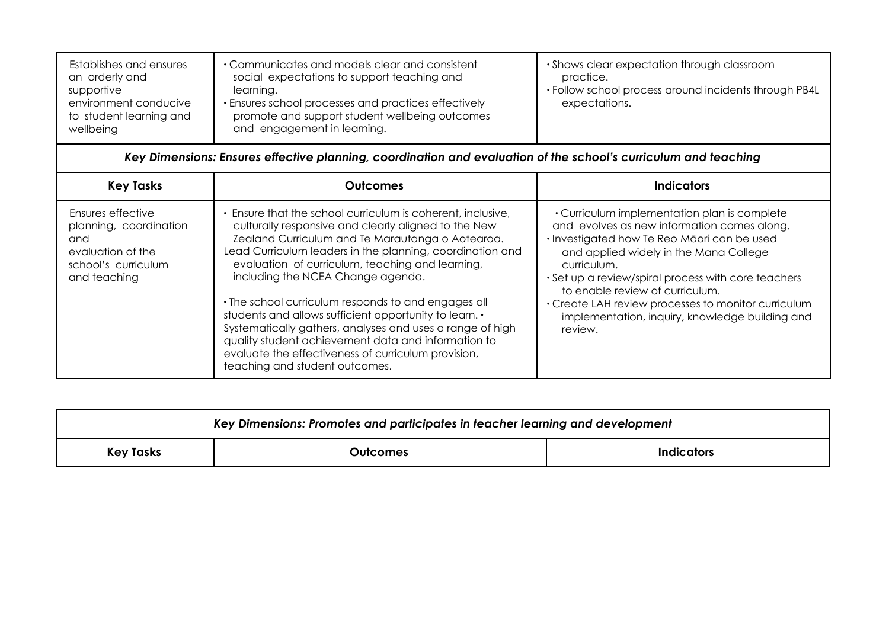| Establishes and ensures an orderly and supportive environment conducive to student learning and wellbeing | • Communicates and models clear and consistent social expectations to support teaching and learning.<br>• Ensures school processes and practices effectively promote and support student wellbeing outcomes and engagement in learning. | • Shows clear expectation through classroom practice.<br>• Follow school process around incidents through PB4L expectations. |
|---|---|---|

***Key Dimensions: Ensures effective planning, coordination and evaluation of the school's curriculum and teaching***

| Key Tasks | Outcomes | Indicators |
|---|---|---|
| Ensures effective planning, coordination and evaluation of the school's curriculum and teaching | • Ensure that the school curriculum is coherent, inclusive, culturally responsive and clearly aligned to the New Zealand Curriculum and Te Marautanga o Aotearoa. Lead Curriculum leaders in the planning, coordination and evaluation of curriculum, teaching and learning, including the NCEA Change agenda.<br><br>• The school curriculum responds to and engages all students and allows sufficient opportunity to learn. • Systematically gathers, analyses and uses a range of high quality student achievement data and information to evaluate the effectiveness of curriculum provision, teaching and student outcomes. | • Curriculum implementation plan is complete and evolves as new information comes along.<br>• Investigated how Te Reo Māori can be used and applied widely in the Mana College curriculum.<br>• Set up a review/spiral process with core teachers to enable review of curriculum.<br>• Create LAH review processes to monitor curriculum implementation, inquiry, knowledge building and review. |

***Key Dimensions: Promotes and participates in teacher learning and development***

| Key Tasks | Outcomes | Indicators |
|---|---|---|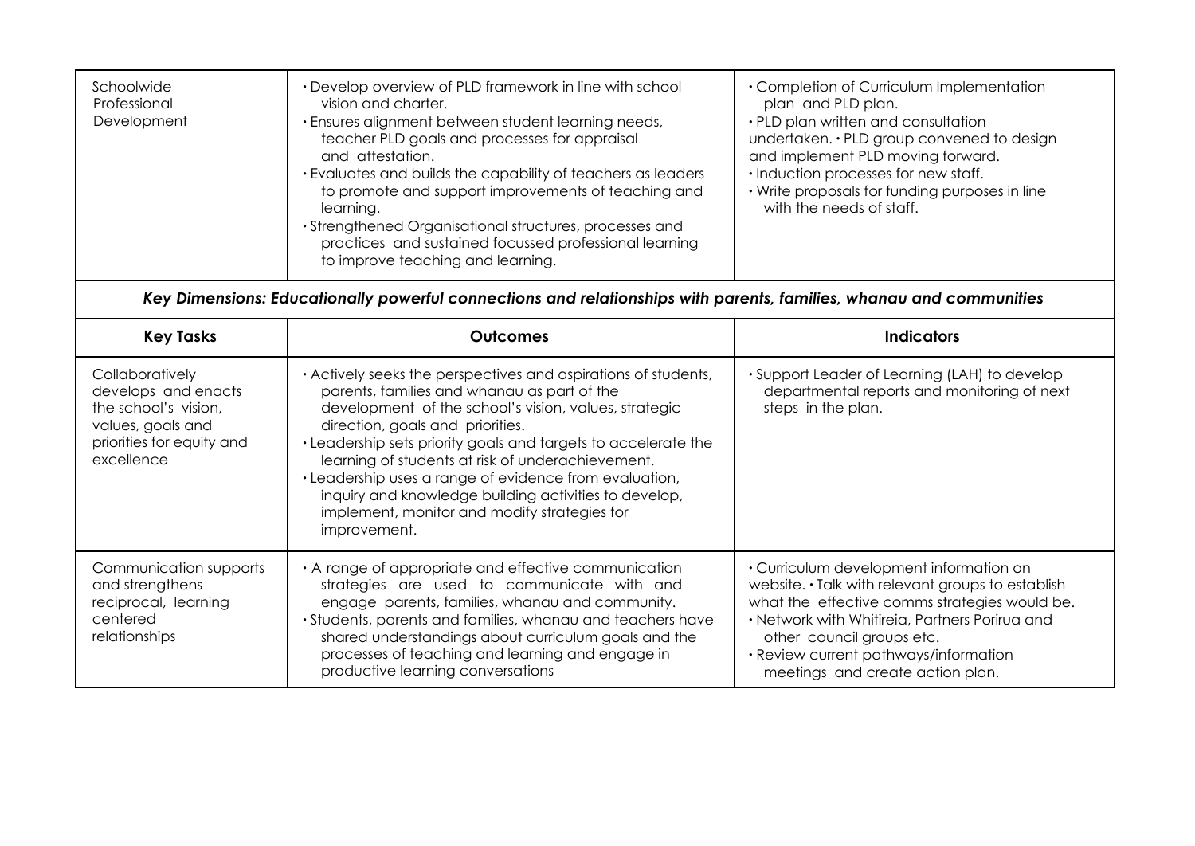| Schoolwide Professional Development | • Develop overview of PLD framework in line with school vision and charter.<br>• Ensures alignment between student learning needs, teacher PLD goals and processes for appraisal and attestation.<br>• Evaluates and builds the capability of teachers as leaders to promote and support improvements of teaching and learning.<br>• Strengthened Organisational structures, processes and practices and sustained focussed professional learning to improve teaching and learning. | • Completion of Curriculum Implementation plan and PLD plan.<br>• PLD plan written and consultation undertaken. • PLD group convened to design and implement PLD moving forward.<br>• Induction processes for new staff.<br>• Write proposals for funding purposes in line with the needs of staff. |
|---|---|---|

***Key Dimensions: Educationally powerful connections and relationships with parents, families, whanau and communities***

| Key Tasks | Outcomes | Indicators |
|---|---|---|
| Collaboratively develops and enacts the school's vision, values, goals and priorities for equity and excellence | • Actively seeks the perspectives and aspirations of students, parents, families and whanau as part of the development of the school's vision, values, strategic direction, goals and priorities.<br>• Leadership sets priority goals and targets to accelerate the learning of students at risk of underachievement.<br>• Leadership uses a range of evidence from evaluation, inquiry and knowledge building activities to develop, implement, monitor and modify strategies for improvement. | • Support Leader of Learning (LAH) to develop departmental reports and monitoring of next steps in the plan. |
| Communication supports and strengthens reciprocal, learning centered relationships | • A range of appropriate and effective communication strategies are used to communicate with and engage parents, families, whanau and community.<br>• Students, parents and families, whanau and teachers have shared understandings about curriculum goals and the processes of teaching and learning and engage in productive learning conversations | • Curriculum development information on website. • Talk with relevant groups to establish what the effective comms strategies would be.<br>• Network with Whitireia, Partners Porirua and other council groups etc.<br>• Review current pathways/information meetings and create action plan. |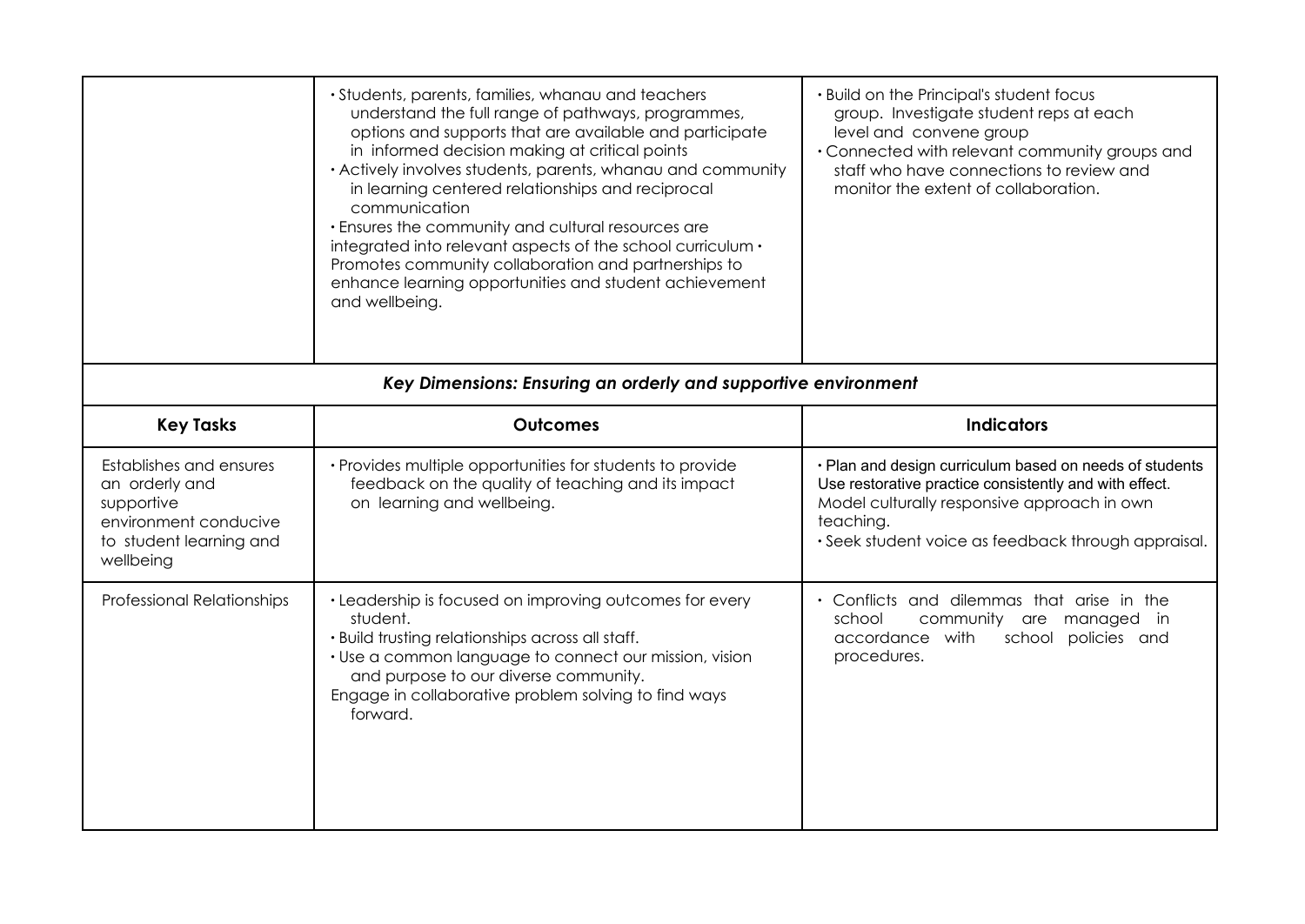| | | |
|---|---|---|
| | • Students, parents, families, whanau and teachers understand the full range of pathways, programmes, options and supports that are available and participate in informed decision making at critical points<br>• Actively involves students, parents, whanau and community in learning centered relationships and reciprocal communication<br>• Ensures the community and cultural resources are integrated into relevant aspects of the school curriculum • Promotes community collaboration and partnerships to enhance learning opportunities and student achievement and wellbeing. | • Build on the Principal's student focus group. Investigate student reps at each level and convene group<br>• Connected with relevant community groups and staff who have connections to review and monitor the extent of collaboration. |

***Key Dimensions: Ensuring an orderly and supportive environment***

| **Key Tasks** | **Outcomes** | **Indicators** |
|---|---|---|
| Establishes and ensures an orderly and supportive environment conducive to student learning and wellbeing | • Provides multiple opportunities for students to provide feedback on the quality of teaching and its impact on learning and wellbeing. | • Plan and design curriculum based on needs of students Use restorative practice consistently and with effect. Model culturally responsive approach in own teaching.<br>• Seek student voice as feedback through appraisal. |
| Professional Relationships | • Leadership is focused on improving outcomes for every student.<br>• Build trusting relationships across all staff.<br>• Use a common language to connect our mission, vision and purpose to our diverse community.<br>Engage in collaborative problem solving to find ways forward. | • Conflicts and dilemmas that arise in the school community are managed in accordance with school policies and procedures. |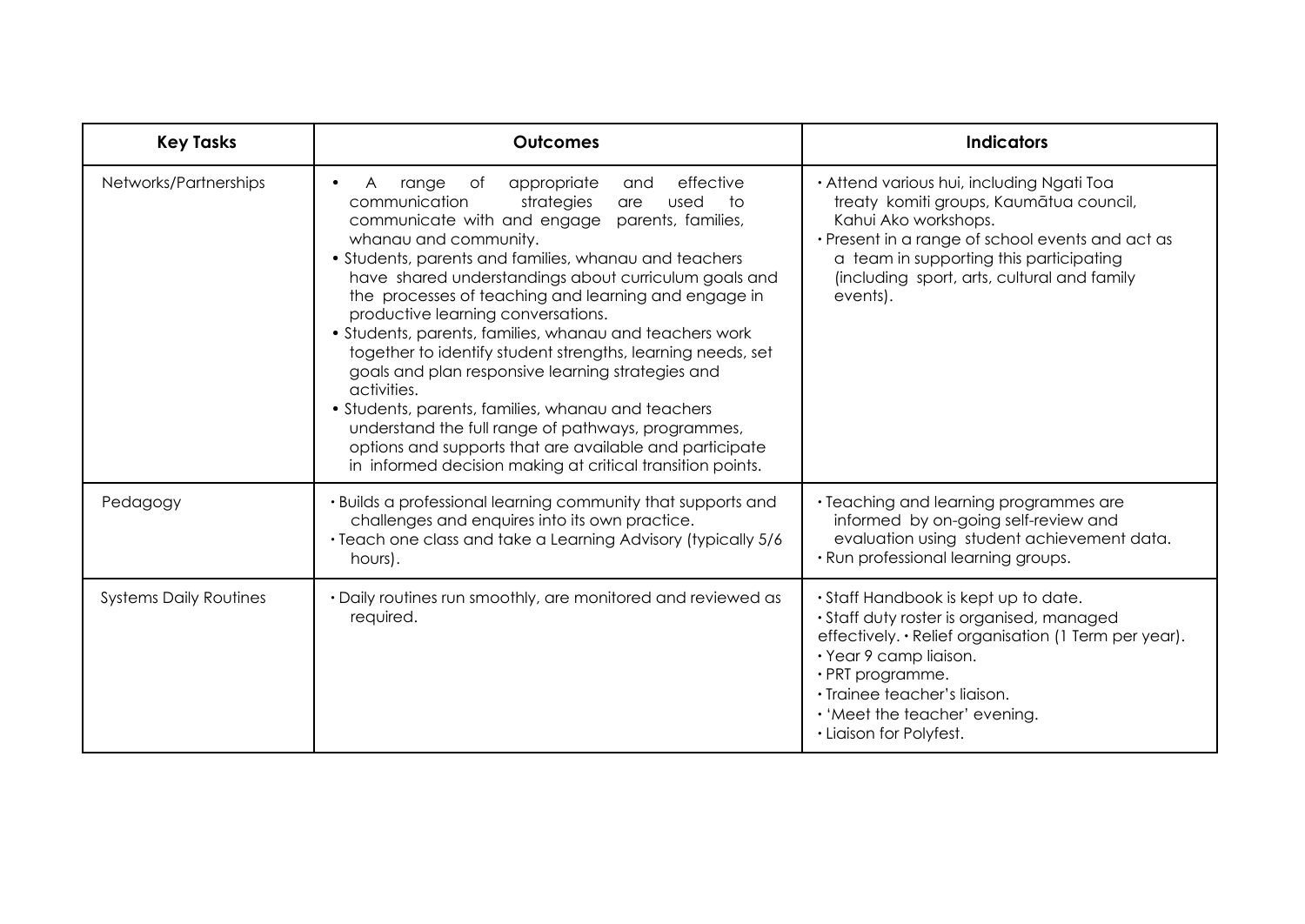| Key Tasks | Outcomes | Indicators |
|---|---|---|
| Networks/Partnerships | • A range of appropriate and effective communication strategies are used to communicate with and engage parents, families, whanau and community.<br>• Students, parents and families, whanau and teachers have shared understandings about curriculum goals and the processes of teaching and learning and engage in productive learning conversations.<br>• Students, parents, families, whanau and teachers work together to identify student strengths, learning needs, set goals and plan responsive learning strategies and activities.<br>• Students, parents, families, whanau and teachers understand the full range of pathways, programmes, options and supports that are available and participate in informed decision making at critical transition points. | • Attend various hui, including Ngati Toa treaty komiti groups, Kaumātua council, Kahui Ako workshops.<br>• Present in a range of school events and act as a team in supporting this participating (including sport, arts, cultural and family events). |
| Pedagogy | • Builds a professional learning community that supports and challenges and enquires into its own practice.<br>• Teach one class and take a Learning Advisory (typically 5/6 hours). | • Teaching and learning programmes are informed by on-going self-review and evaluation using student achievement data.<br>• Run professional learning groups. |
| Systems Daily Routines | • Daily routines run smoothly, are monitored and reviewed as required. | • Staff Handbook is kept up to date.<br>• Staff duty roster is organised, managed effectively. • Relief organisation (1 Term per year).<br>• Year 9 camp liaison.<br>• PRT programme.<br>• Trainee teacher's liaison.<br>• 'Meet the teacher' evening.<br>• Liaison for Polyfest. |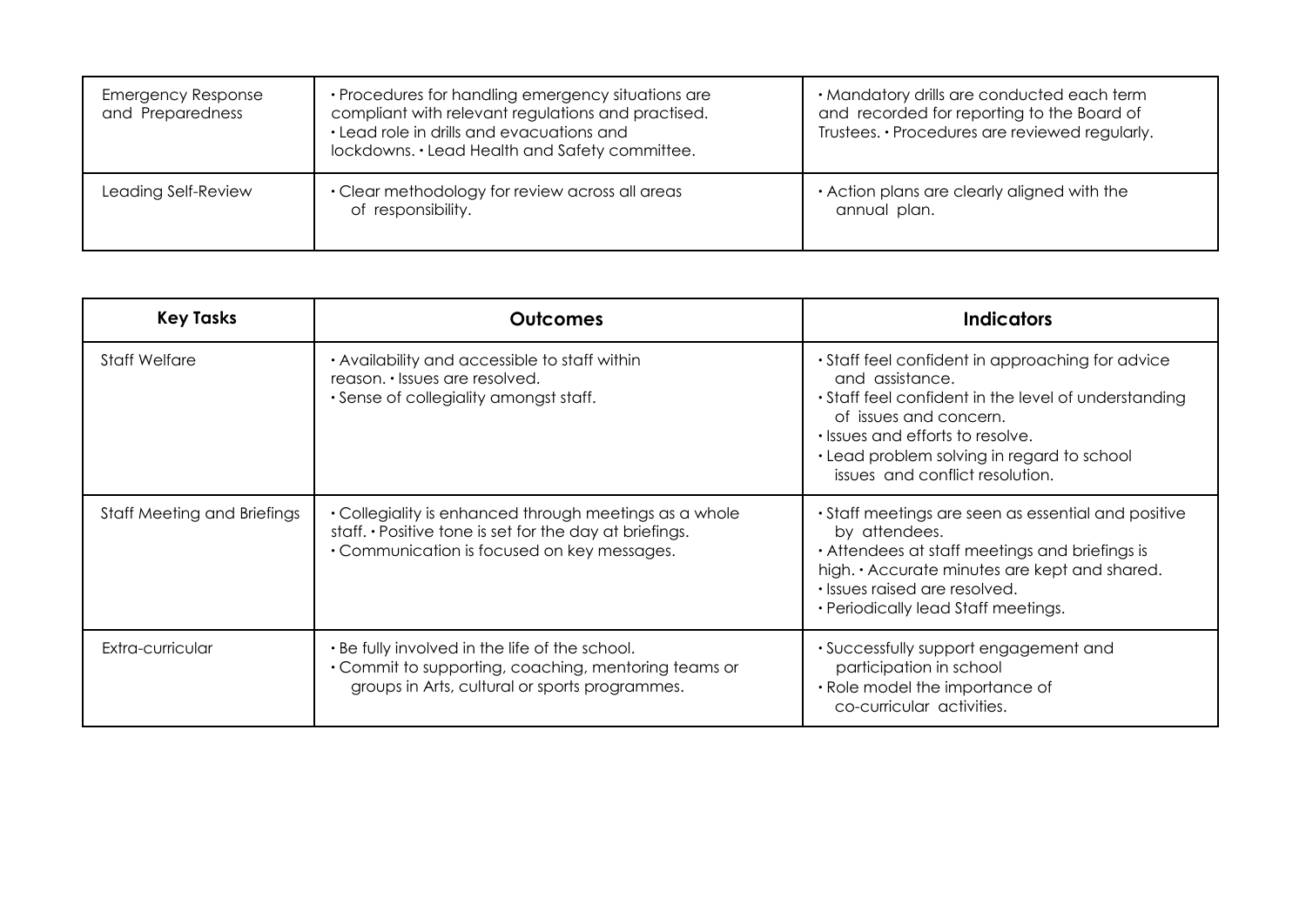| | | |
|---|---|---|
| Emergency Response and Preparedness | • Procedures for handling emergency situations are compliant with relevant regulations and practised. • Lead role in drills and evacuations and lockdowns. • Lead Health and Safety committee. | • Mandatory drills are conducted each term and recorded for reporting to the Board of Trustees. • Procedures are reviewed regularly. |
| Leading Self-Review | • Clear methodology for review across all areas of responsibility. | • Action plans are clearly aligned with the annual plan. |

| Key Tasks | Outcomes | Indicators |
|---|---|---|
| Staff Welfare | • Availability and accessible to staff within reason. • Issues are resolved. • Sense of collegiality amongst staff. | • Staff feel confident in approaching for advice and assistance. • Staff feel confident in the level of understanding of issues and concern. • Issues and efforts to resolve. • Lead problem solving in regard to school issues and conflict resolution. |
| Staff Meeting and Briefings | • Collegiality is enhanced through meetings as a whole staff. • Positive tone is set for the day at briefings. • Communication is focused on key messages. | • Staff meetings are seen as essential and positive by attendees. • Attendees at staff meetings and briefings is high. • Accurate minutes are kept and shared. • Issues raised are resolved. • Periodically lead Staff meetings. |
| Extra-curricular | • Be fully involved in the life of the school. • Commit to supporting, coaching, mentoring teams or groups in Arts, cultural or sports programmes. | • Successfully support engagement and participation in school • Role model the importance of co-curricular activities. |